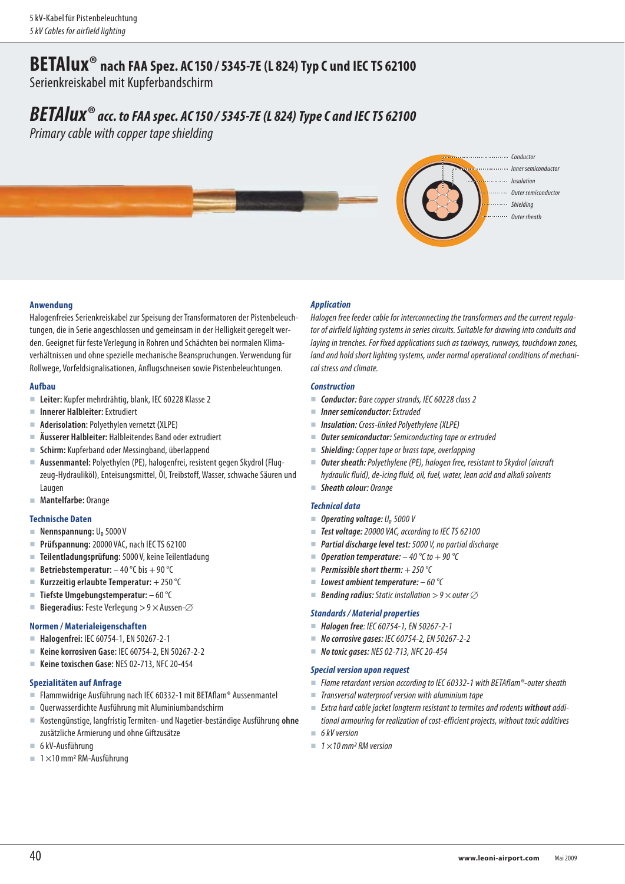# BETAlux® nach FAA Spez. AC 150 / 5345-7E (L 824) Typ C und IEC TS 62100

Serienkreiskabel mit Kupferbandschirm

# *BETAlux® acc. to FAA spec. AC 150 / 5345-7E (L 824) Type C and IEC TS 62100*

*Primary cable with copper tape shielding*

*Conductor*
*Inner semiconductor*
*Insulation*
*Outer semiconductor*
*Shielding*
*Outer sheath*

### Anwendung

Halogenfreies Serienkreiskabel zur Speisung der Transformatoren der Pistenbeleuchtungen, die in Serie angeschlossen und gemeinsam in der Helligkeit geregelt werden. Geeignet für feste Verlegung in Rohren und Schächten bei normalen Klimaverhältnissen und ohne spezielle mechanische Beanspruchungen. Verwendung für Rollwege, Vorfeldsignalisationen, Anflugschneisen sowie Pistenbeleuchtungen.

### Aufbau

- **Leiter:** Kupfer mehrdrähtig, blank, IEC 60228 Klasse 2
- **Innerer Halbleiter:** Extrudiert
- **Aderisolation:** Polyethylen vernetzt (XLPE)
- **Äusserer Halbleiter:** Halbleitendes Band oder extrudiert
- **Schirm:** Kupferband oder Messingband, überlappend
- **Aussenmantel:** Polyethylen (PE), halogenfrei, resistent gegen Skydrol (Flugzeug-Hydrauliköl), Enteisungsmittel, Öl, Treibstoff, Wasser, schwache Säuren und Laugen
- **Mantelfarbe:** Orange

### Technische Daten

- **Nennspannung:** $U_0$ 5000 V
- **Prüfspannung:** 20000 VAC, nach IEC TS 62100
- **Teilentladungsprüfung:** 5000 V, keine Teilentladung
- **Betriebstemperatur:** – 40 °C bis + 90 °C
- **Kurzzeitig erlaubte Temperatur:** + 250 °C
- **Tiefste Umgebungstemperatur:** – 60 °C
- **Biegeradius:** Feste Verlegung > 9 × Aussen-∅

### Normen / Materialeigenschaften

- **Halogenfrei:** IEC 60754-1, EN 50267-2-1
- **Keine korrosiven Gase:** IEC 60754-2, EN 50267-2-2
- **Keine toxischen Gase:** NES 02-713, NFC 20-454

### Spezialitäten auf Anfrage

- Flammwidrige Ausführung nach IEC 60332-1 mit BETAflam® Aussenmantel
- Querwasserdichte Ausführung mit Aluminiumbandschirm
- Kostengünstige, langfristig Termiten- und Nagetier-beständige Ausführung **ohne** zusätzliche Armierung und ohne Giftzusätze
- 6 kV-Ausführung
- 1 × 10 mm² RM-Ausführung

### *Application*

*Halogen free feeder cable for interconnecting the transformers and the current regulator of airfield lighting systems in series circuits. Suitable for drawing into conduits and laying in trenches. For fixed applications such as taxiways, runways, touchdown zones, land and hold short lighting systems, under normal operational conditions of mechanical stress and climate.*

### *Construction*

- ***Conductor:*** *Bare copper strands, IEC 60228 class 2*
- ***Inner semiconductor:*** *Extruded*
- ***Insulation:*** *Cross-linked Polyethylene (XLPE)*
- ***Outer semiconductor:*** *Semiconducting tape or extruded*
- ***Shielding:*** *Copper tape or brass tape, overlapping*
- ***Outer sheath:*** *Polyethylene (PE), halogen free, resistant to Skydrol (aircraft hydraulic fluid), de-icing fluid, oil, fuel, water, lean acid and alkali solvents*
- ***Sheath colour:*** *Orange*

### *Technical data*

- ***Operating voltage:*** *$U_0$ 5000 V*
- ***Test voltage:*** *20000 VAC, according to IEC TS 62100*
- ***Partial discharge level test:*** *5000 V, no partial discharge*
- ***Operation temperature:*** *– 40 °C to + 90 °C*
- ***Permissible short therm:*** *+ 250 °C*
- ***Lowest ambient temperature:*** *– 60 °C*
- ***Bending radius:*** *Static installation > 9 × outer ∅*

### *Standards / Material properties*

- ***Halogen free:*** *IEC 60754-1, EN 50267-2-1*
- ***No corrosive gases:*** *IEC 60754-2, EN 50267-2-2*
- ***No toxic gases:*** *NES 02-713, NFC 20-454*

### *Special version upon request*

- *Flame retardant version according to IEC 60332-1 with BETAflam®-outer sheath*
- *Transversal waterproof version with aluminium tape*
- *Extra hard cable jacket longterm resistant to termites and rodents **without** additional armouring for realization of cost-efficient projects, without toxic additives*
- *6 kV version*
- *1 × 10 mm² RM version*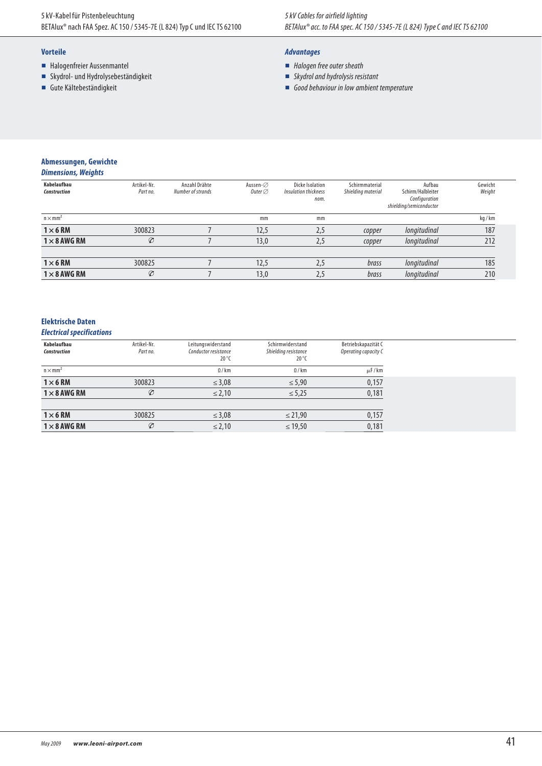5 kV-Kabel für Pistenbeleuchtung
BETAlux® nach FAA Spez. AC 150 / 5345-7E (L 824) Typ C und IEC TS 62100

*5 kV Cables for airfield lighting*
*BETAlux® acc. to FAA spec. AC 150 / 5345-7E (L 824) Type C and IEC TS 62100*

## Vorteile

- Halogenfreier Aussenmantel
- Skydrol- und Hydrolysebeständigkeit
- Gute Kältebeständigkeit

## *Advantages*

- *Halogen free outer sheath*
- *Skydrol and hydrolysis resistant*
- *Good behaviour in low ambient temperature*

### Abmessungen, Gewichte
### *Dimensions, Weights*

| Kabelaufbau *Construction* | Artikel-Nr. *Part no.* | Anzahl Drähte *Number of strands* | Aussen-∅ *Outer ∅* | Dicke Isolation *Insulation thickness nom.* | Schirmmaterial *Shielding material* | Aufbau Schirm/Halbleiter *Configuration shielding/semiconductor* | Gewicht *Weight* |
|---|---|---|---|---|---|---|---|
| n × mm² | | | mm | mm | | | kg / km |
| **1 × 6 RM** | 300823 | 7 | 12,5 | 2,5 | *copper* | *longitudinal* | 187 |
| **1 × 8 AWG RM** | ∅ | 7 | 13,0 | 2,5 | *copper* | *longitudinal* | 212 |
| | | | | | | | |
| **1 × 6 RM** | 300825 | 7 | 12,5 | 2,5 | *brass* | *longitudinal* | 185 |
| **1 × 8 AWG RM** | ∅ | 7 | 13,0 | 2,5 | *brass* | *longitudinal* | 210 |

### Elektrische Daten
### *Electrical specifications*

| Kabelaufbau *Construction* | Artikel-Nr. *Part no.* | Leitungswiderstand *Conductor resistance* 20 °C | Schirmwiderstand *Shielding resistance* 20 °C | Betriebskapazität C *Operating capacity C* |
|---|---|---|---|---|
| n × mm² | | Ω / km | Ω / km | µF / km |
| **1 × 6 RM** | 300823 | ≤ 3,08 | ≤ 5,90 | 0,157 |
| **1 × 8 AWG RM** | ∅ | ≤ 2,10 | ≤ 5,25 | 0,181 |
| | | | | |
| **1 × 6 RM** | 300825 | ≤ 3,08 | ≤ 21,90 | 0,157 |
| **1 × 8 AWG RM** | ∅ | ≤ 2,10 | ≤ 19,50 | 0,181 |

*May 2009* ***www.leoni-airport.com***